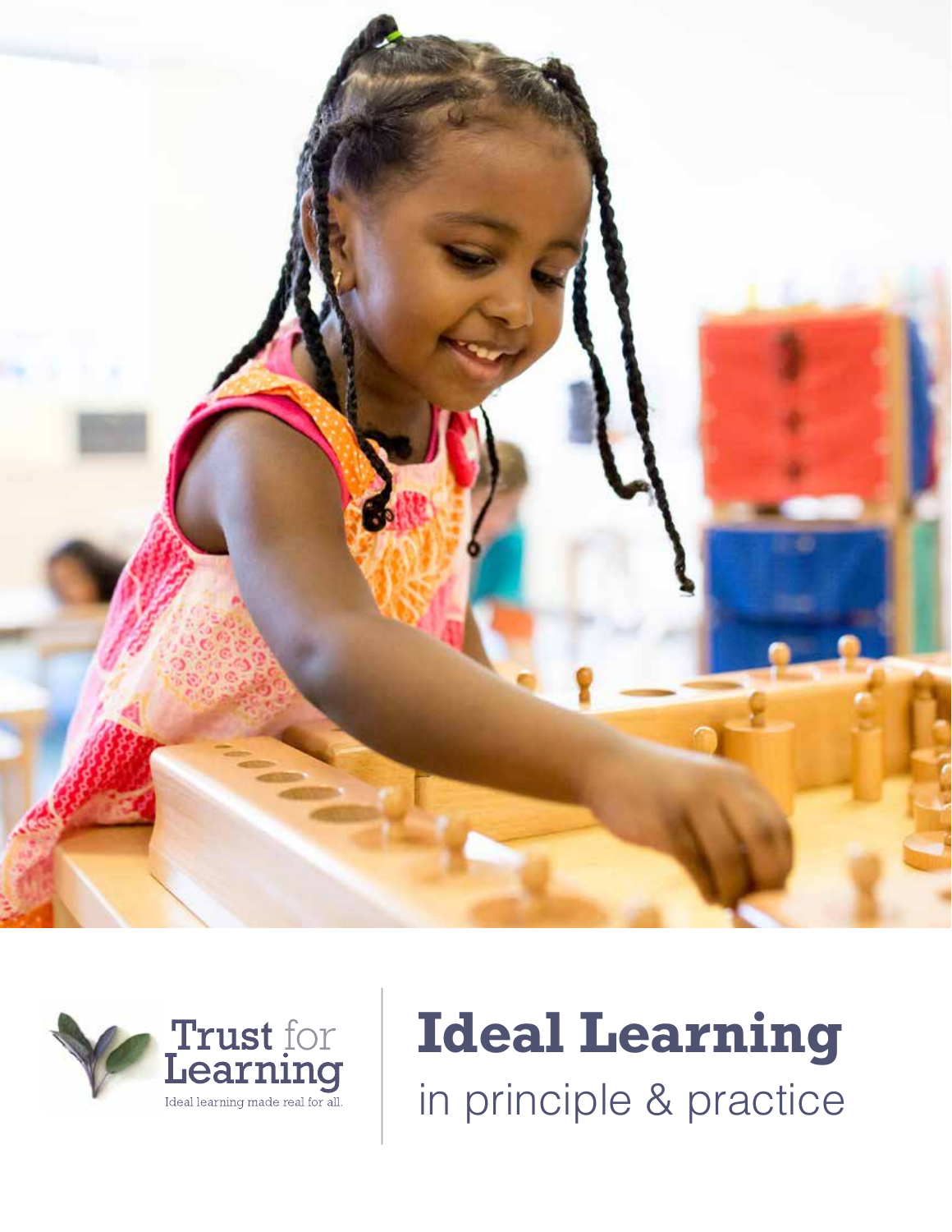Trust for Learning

Ideal learning made real for all.

# Ideal Learning

## in principle & practice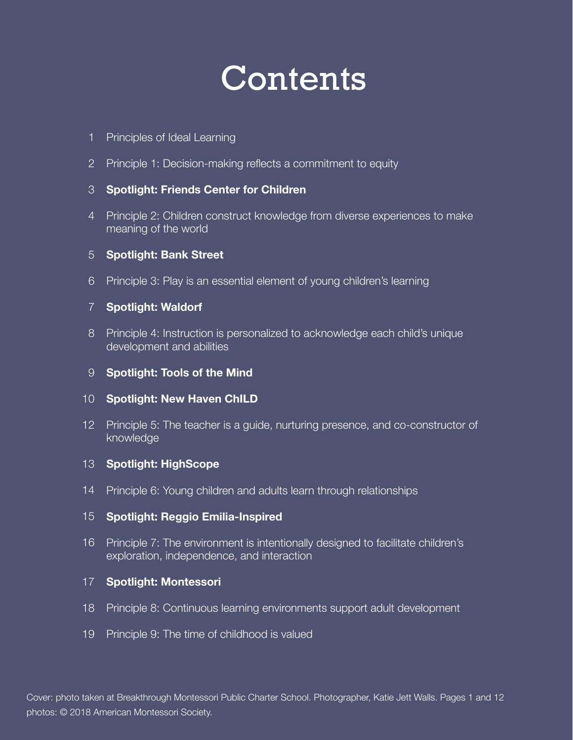# Contents

1 Principles of Ideal Learning

2 Principle 1: Decision-making reflects a commitment to equity

3 **Spotlight: Friends Center for Children**

4 Principle 2: Children construct knowledge from diverse experiences to make meaning of the world

5 **Spotlight: Bank Street**

6 Principle 3: Play is an essential element of young children's learning

7 **Spotlight: Waldorf**

8 Principle 4: Instruction is personalized to acknowledge each child's unique development and abilities

9 **Spotlight: Tools of the Mind**

10 **Spotlight: New Haven ChILD**

12 Principle 5: The teacher is a guide, nurturing presence, and co-constructor of knowledge

13 **Spotlight: HighScope**

14 Principle 6: Young children and adults learn through relationships

15 **Spotlight: Reggio Emilia-Inspired**

16 Principle 7: The environment is intentionally designed to facilitate children's exploration, independence, and interaction

17 **Spotlight: Montessori**

18 Principle 8: Continuous learning environments support adult development

19 Principle 9: The time of childhood is valued

Cover: photo taken at Breakthrough Montessori Public Charter School. Photographer, Katie Jett Walls. Pages 1 and 12 photos: © 2018 American Montessori Society.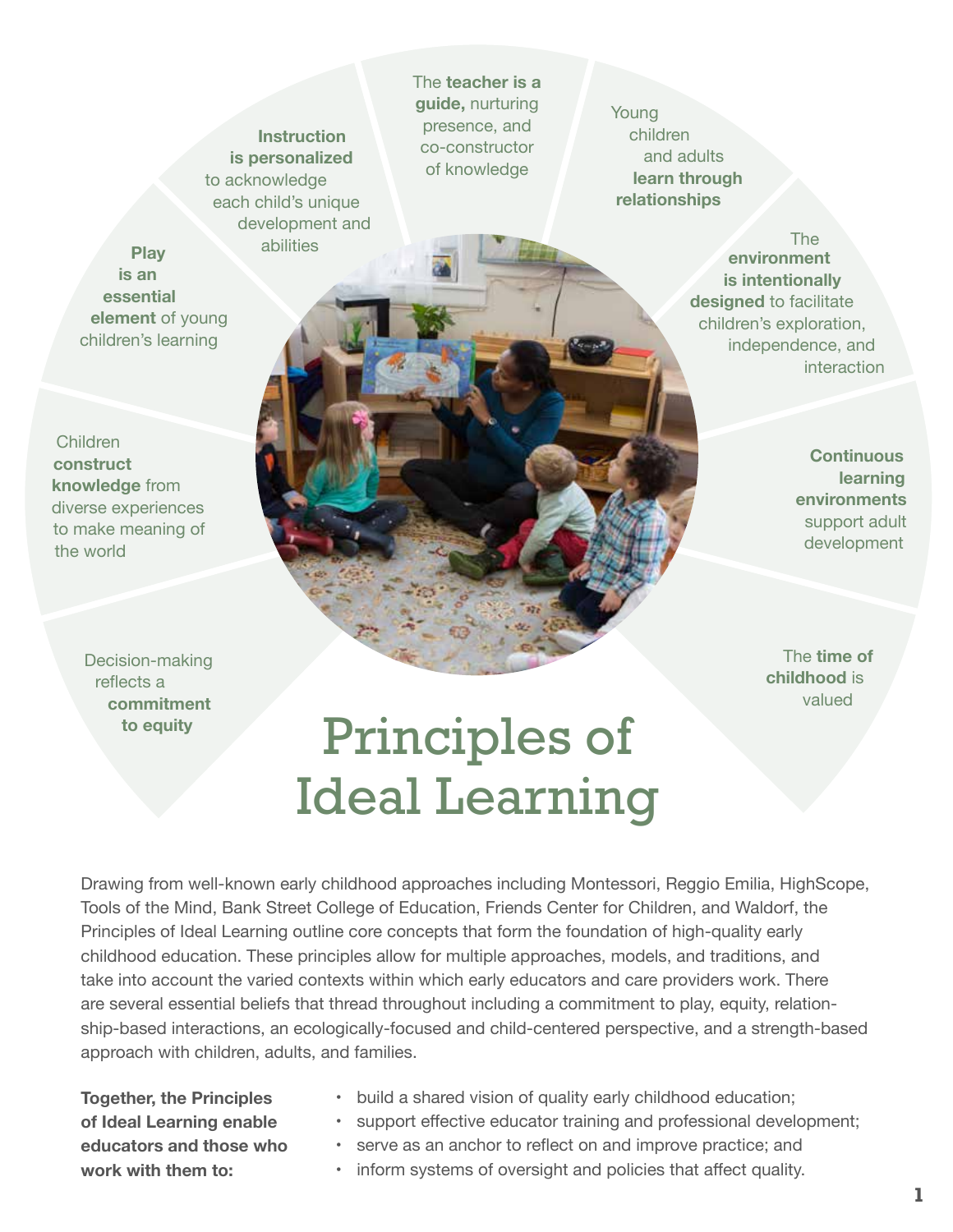# Principles of Ideal Learning

- **Play is an essential element** of young children's learning
- **Instruction is personalized** to acknowledge each child's unique development and abilities
- The **teacher is a guide,** nurturing presence, and co-constructor of knowledge
- Young children and adults **learn through relationships**
- The **environment is intentionally designed** to facilitate children's exploration, independence, and interaction
- **Continuous learning environments** support adult development
- The **time of childhood** is valued
- Decision-making reflects a **commitment to equity**
- Children **construct knowledge** from diverse experiences to make meaning of the world

Drawing from well-known early childhood approaches including Montessori, Reggio Emilia, HighScope, Tools of the Mind, Bank Street College of Education, Friends Center for Children, and Waldorf, the Principles of Ideal Learning outline core concepts that form the foundation of high-quality early childhood education. These principles allow for multiple approaches, models, and traditions, and take into account the varied contexts within which early educators and care providers work. There are several essential beliefs that thread throughout including a commitment to play, equity, relationship-based interactions, an ecologically-focused and child-centered perspective, and a strength-based approach with children, adults, and families.

**Together, the Principles of Ideal Learning enable educators and those who work with them to:**

- build a shared vision of quality early childhood education;
- support effective educator training and professional development;
- serve as an anchor to reflect on and improve practice; and
- inform systems of oversight and policies that affect quality.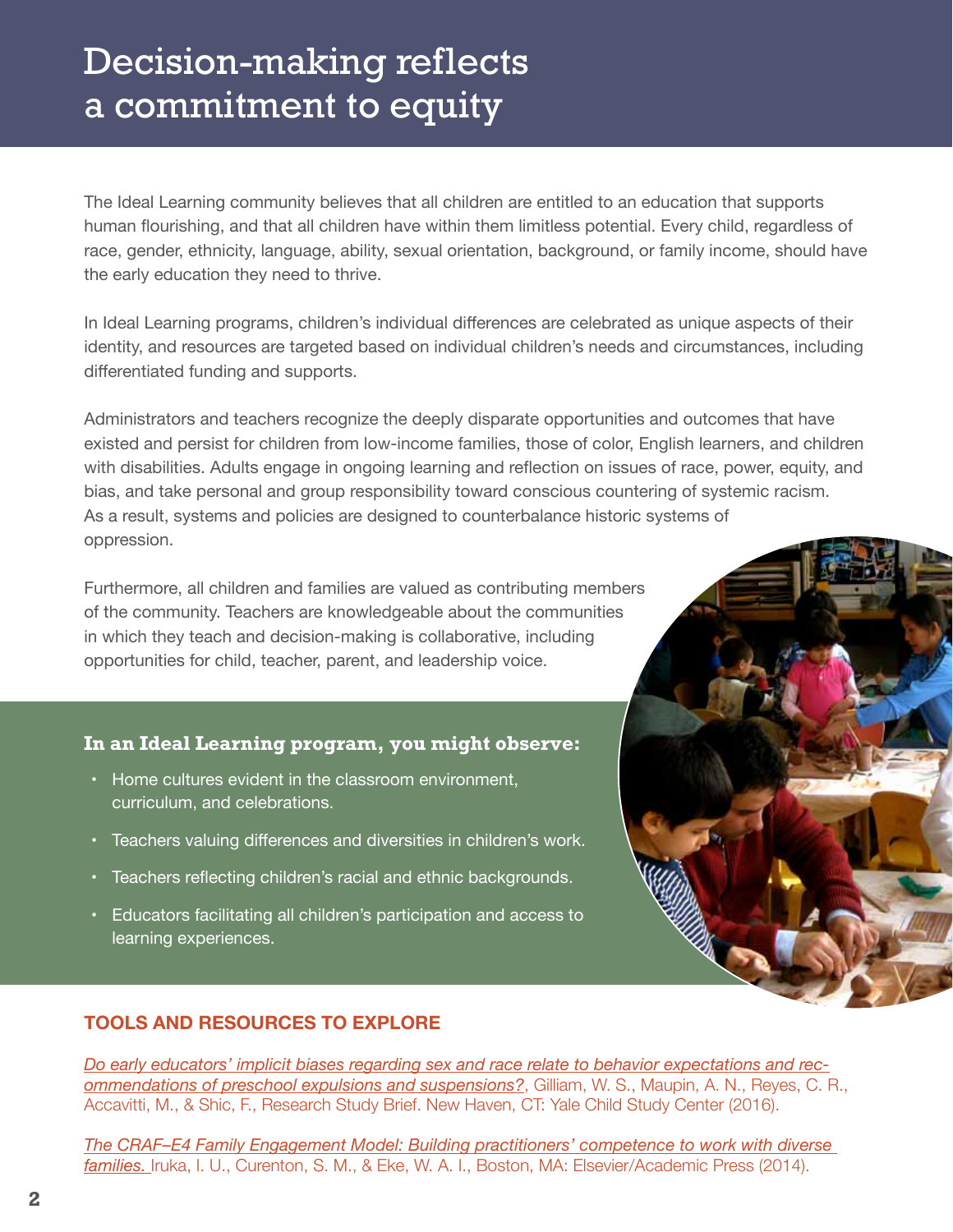# Decision-making reflects a commitment to equity

The Ideal Learning community believes that all children are entitled to an education that supports human flourishing, and that all children have within them limitless potential. Every child, regardless of race, gender, ethnicity, language, ability, sexual orientation, background, or family income, should have the early education they need to thrive.

In Ideal Learning programs, children's individual differences are celebrated as unique aspects of their identity, and resources are targeted based on individual children's needs and circumstances, including differentiated funding and supports.

Administrators and teachers recognize the deeply disparate opportunities and outcomes that have existed and persist for children from low-income families, those of color, English learners, and children with disabilities. Adults engage in ongoing learning and reflection on issues of race, power, equity, and bias, and take personal and group responsibility toward conscious countering of systemic racism. As a result, systems and policies are designed to counterbalance historic systems of oppression.

Furthermore, all children and families are valued as contributing members of the community. Teachers are knowledgeable about the communities in which they teach and decision-making is collaborative, including opportunities for child, teacher, parent, and leadership voice.

**In an Ideal Learning program, you might observe:**

- Home cultures evident in the classroom environment, curriculum, and celebrations.
- Teachers valuing differences and diversities in children's work.
- Teachers reflecting children's racial and ethnic backgrounds.
- Educators facilitating all children's participation and access to learning experiences.

## TOOLS AND RESOURCES TO EXPLORE

*Do early educators' implicit biases regarding sex and race relate to behavior expectations and recommendations of preschool expulsions and suspensions?*, Gilliam, W. S., Maupin, A. N., Reyes, C. R., Accavitti, M., & Shic, F., Research Study Brief. New Haven, CT: Yale Child Study Center (2016).

*The CRAF–E4 Family Engagement Model: Building practitioners' competence to work with diverse families.* Iruka, I. U., Curenton, S. M., & Eke, W. A. I., Boston, MA: Elsevier/Academic Press (2014).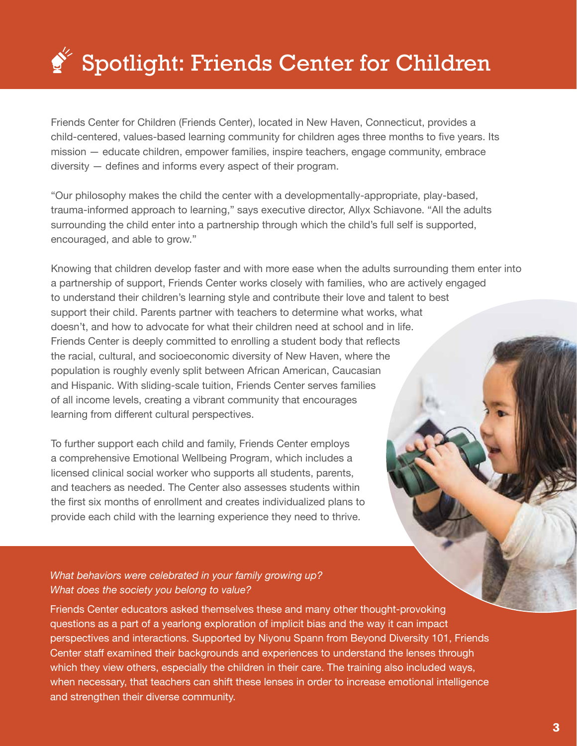# Spotlight: Friends Center for Children

Friends Center for Children (Friends Center), located in New Haven, Connecticut, provides a child-centered, values-based learning community for children ages three months to five years. Its mission — educate children, empower families, inspire teachers, engage community, embrace diversity — defines and informs every aspect of their program.

"Our philosophy makes the child the center with a developmentally-appropriate, play-based, trauma-informed approach to learning," says executive director, Allyx Schiavone. "All the adults surrounding the child enter into a partnership through which the child's full self is supported, encouraged, and able to grow."

Knowing that children develop faster and with more ease when the adults surrounding them enter into a partnership of support, Friends Center works closely with families, who are actively engaged to understand their children's learning style and contribute their love and talent to best support their child. Parents partner with teachers to determine what works, what doesn't, and how to advocate for what their children need at school and in life. Friends Center is deeply committed to enrolling a student body that reflects the racial, cultural, and socioeconomic diversity of New Haven, where the population is roughly evenly split between African American, Caucasian and Hispanic. With sliding-scale tuition, Friends Center serves families of all income levels, creating a vibrant community that encourages learning from different cultural perspectives.

To further support each child and family, Friends Center employs a comprehensive Emotional Wellbeing Program, which includes a licensed clinical social worker who supports all students, parents, and teachers as needed. The Center also assesses students within the first six months of enrollment and creates individualized plans to provide each child with the learning experience they need to thrive.

*What behaviors were celebrated in your family growing up? What does the society you belong to value?*

Friends Center educators asked themselves these and many other thought-provoking questions as a part of a yearlong exploration of implicit bias and the way it can impact perspectives and interactions. Supported by Niyonu Spann from Beyond Diversity 101, Friends Center staff examined their backgrounds and experiences to understand the lenses through which they view others, especially the children in their care. The training also included ways, when necessary, that teachers can shift these lenses in order to increase emotional intelligence and strengthen their diverse community.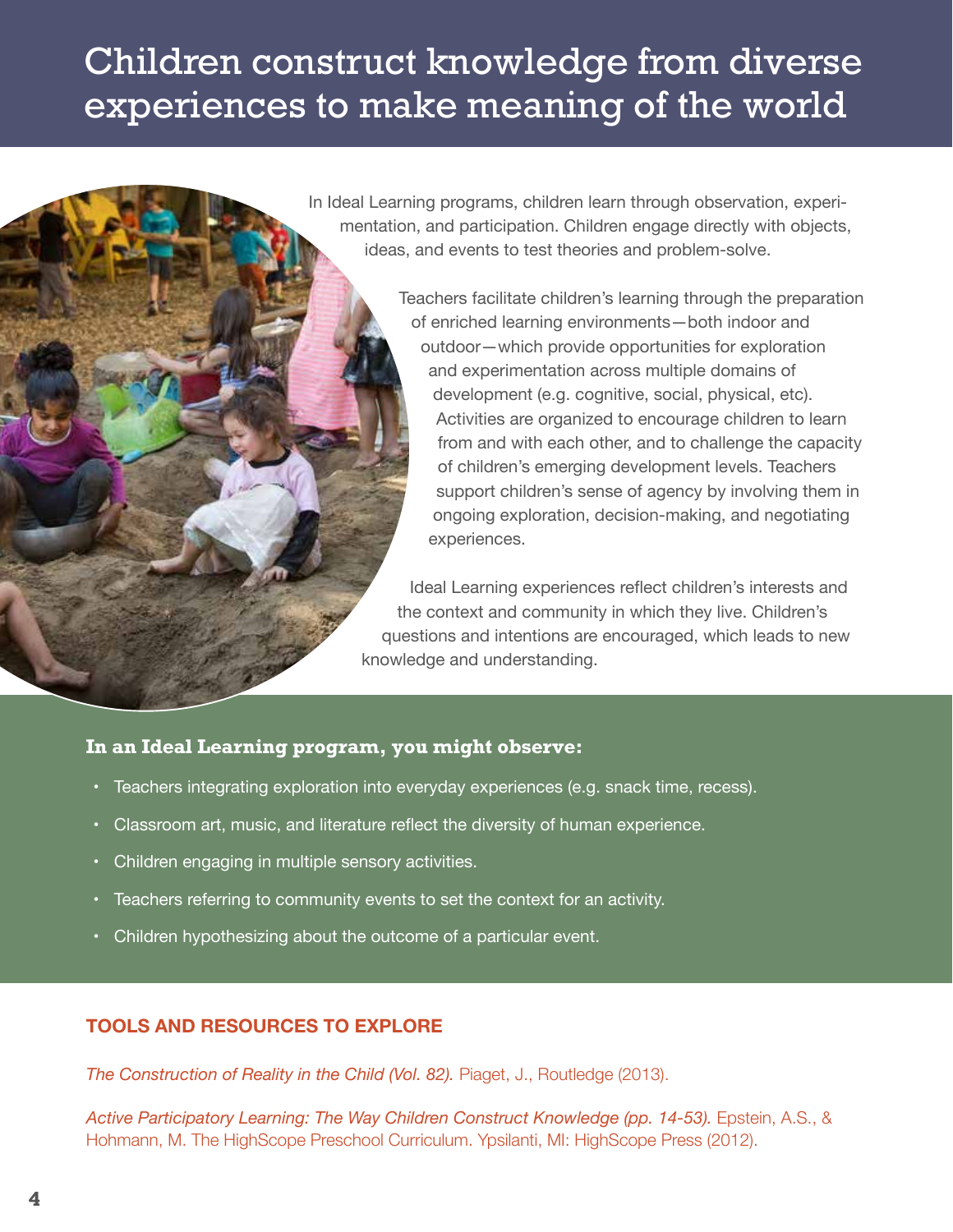# Children construct knowledge from diverse experiences to make meaning of the world

In Ideal Learning programs, children learn through observation, experimentation, and participation. Children engage directly with objects, ideas, and events to test theories and problem-solve.

Teachers facilitate children's learning through the preparation of enriched learning environments—both indoor and outdoor—which provide opportunities for exploration and experimentation across multiple domains of development (e.g. cognitive, social, physical, etc). Activities are organized to encourage children to learn from and with each other, and to challenge the capacity of children's emerging development levels. Teachers support children's sense of agency by involving them in ongoing exploration, decision-making, and negotiating experiences.

Ideal Learning experiences reflect children's interests and the context and community in which they live. Children's questions and intentions are encouraged, which leads to new knowledge and understanding.

**In an Ideal Learning program, you might observe:**

- Teachers integrating exploration into everyday experiences (e.g. snack time, recess).
- Classroom art, music, and literature reflect the diversity of human experience.
- Children engaging in multiple sensory activities.
- Teachers referring to community events to set the context for an activity.
- Children hypothesizing about the outcome of a particular event.

**TOOLS AND RESOURCES TO EXPLORE**

*The Construction of Reality in the Child (Vol. 82).* Piaget, J., Routledge (2013).

*Active Participatory Learning: The Way Children Construct Knowledge (pp. 14-53).* Epstein, A.S., & Hohmann, M. The HighScope Preschool Curriculum. Ypsilanti, MI: HighScope Press (2012).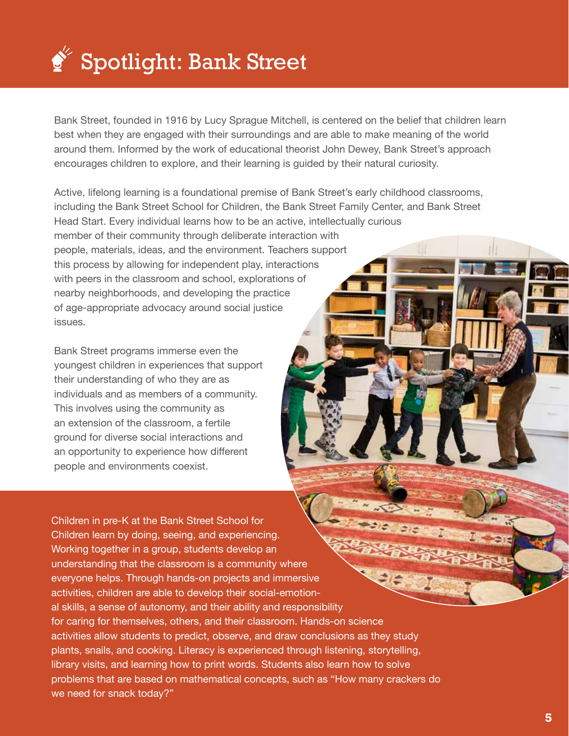# Spotlight: Bank Street

Bank Street, founded in 1916 by Lucy Sprague Mitchell, is centered on the belief that children learn best when they are engaged with their surroundings and are able to make meaning of the world around them. Informed by the work of educational theorist John Dewey, Bank Street's approach encourages children to explore, and their learning is guided by their natural curiosity.

Active, lifelong learning is a foundational premise of Bank Street's early childhood classrooms, including the Bank Street School for Children, the Bank Street Family Center, and Bank Street Head Start. Every individual learns how to be an active, intellectually curious member of their community through deliberate interaction with people, materials, ideas, and the environment. Teachers support this process by allowing for independent play, interactions with peers in the classroom and school, explorations of nearby neighborhoods, and developing the practice of age-appropriate advocacy around social justice issues.

Bank Street programs immerse even the youngest children in experiences that support their understanding of who they are as individuals and as members of a community. This involves using the community as an extension of the classroom, a fertile ground for diverse social interactions and an opportunity to experience how different people and environments coexist.

Children in pre-K at the Bank Street School for Children learn by doing, seeing, and experiencing. Working together in a group, students develop an understanding that the classroom is a community where everyone helps. Through hands-on projects and immersive activities, children are able to develop their social-emotional skills, a sense of autonomy, and their ability and responsibility for caring for themselves, others, and their classroom. Hands-on science activities allow students to predict, observe, and draw conclusions as they study plants, snails, and cooking. Literacy is experienced through listening, storytelling, library visits, and learning how to print words. Students also learn how to solve problems that are based on mathematical concepts, such as "How many crackers do we need for snack today?"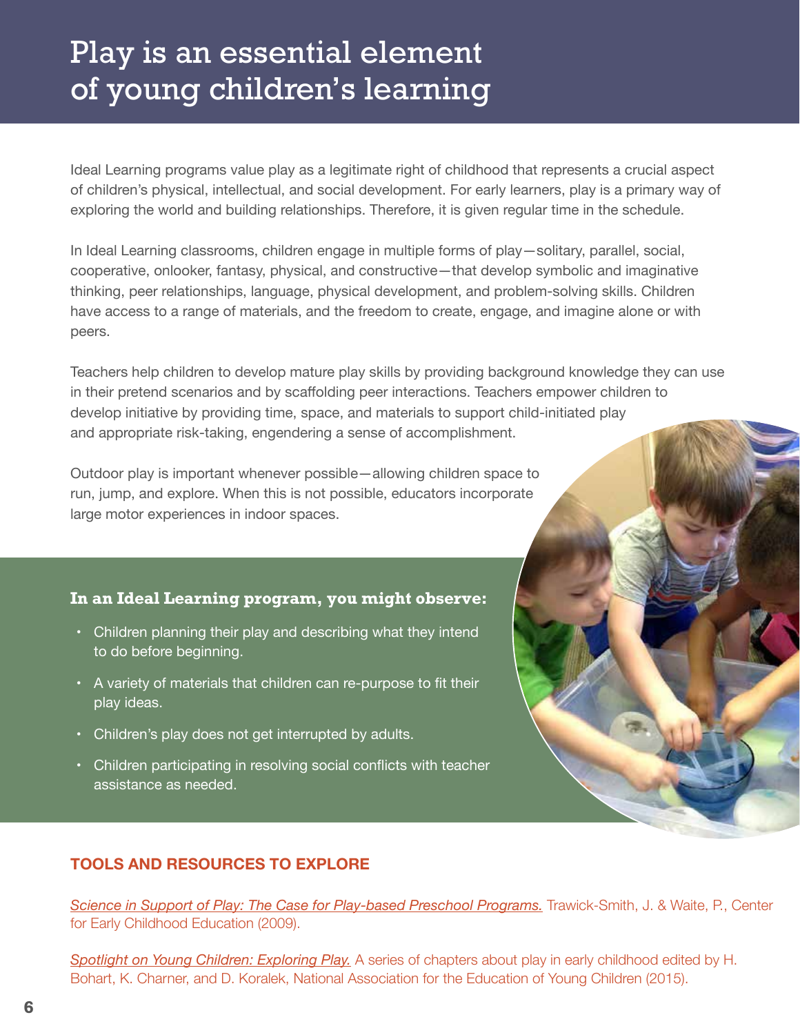# Play is an essential element of young children's learning

Ideal Learning programs value play as a legitimate right of childhood that represents a crucial aspect of children's physical, intellectual, and social development. For early learners, play is a primary way of exploring the world and building relationships. Therefore, it is given regular time in the schedule.

In Ideal Learning classrooms, children engage in multiple forms of play—solitary, parallel, social, cooperative, onlooker, fantasy, physical, and constructive—that develop symbolic and imaginative thinking, peer relationships, language, physical development, and problem-solving skills. Children have access to a range of materials, and the freedom to create, engage, and imagine alone or with peers.

Teachers help children to develop mature play skills by providing background knowledge they can use in their pretend scenarios and by scaffolding peer interactions. Teachers empower children to develop initiative by providing time, space, and materials to support child-initiated play and appropriate risk-taking, engendering a sense of accomplishment.

Outdoor play is important whenever possible—allowing children space to run, jump, and explore. When this is not possible, educators incorporate large motor experiences in indoor spaces.

**In an Ideal Learning program, you might observe:**

- Children planning their play and describing what they intend to do before beginning.
- A variety of materials that children can re-purpose to fit their play ideas.
- Children's play does not get interrupted by adults.
- Children participating in resolving social conflicts with teacher assistance as needed.

## TOOLS AND RESOURCES TO EXPLORE

*Science in Support of Play: The Case for Play-based Preschool Programs.* Trawick-Smith, J. & Waite, P., Center for Early Childhood Education (2009).

*Spotlight on Young Children: Exploring Play.* A series of chapters about play in early childhood edited by H. Bohart, K. Charner, and D. Koralek, National Association for the Education of Young Children (2015).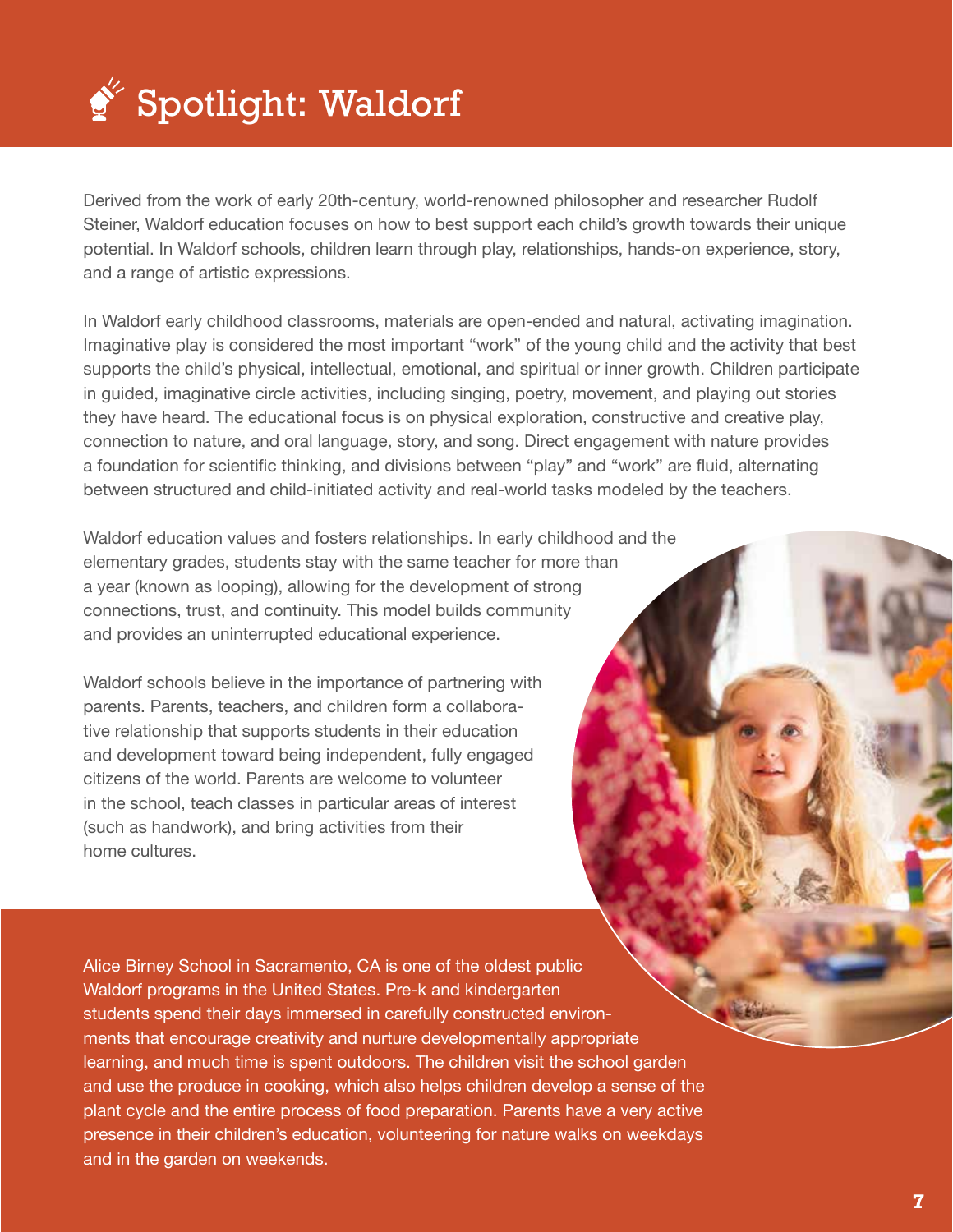# Spotlight: Waldorf

Derived from the work of early 20th-century, world-renowned philosopher and researcher Rudolf Steiner, Waldorf education focuses on how to best support each child's growth towards their unique potential. In Waldorf schools, children learn through play, relationships, hands-on experience, story, and a range of artistic expressions.

In Waldorf early childhood classrooms, materials are open-ended and natural, activating imagination. Imaginative play is considered the most important "work" of the young child and the activity that best supports the child's physical, intellectual, emotional, and spiritual or inner growth. Children participate in guided, imaginative circle activities, including singing, poetry, movement, and playing out stories they have heard. The educational focus is on physical exploration, constructive and creative play, connection to nature, and oral language, story, and song. Direct engagement with nature provides a foundation for scientific thinking, and divisions between "play" and "work" are fluid, alternating between structured and child-initiated activity and real-world tasks modeled by the teachers.

Waldorf education values and fosters relationships. In early childhood and the elementary grades, students stay with the same teacher for more than a year (known as looping), allowing for the development of strong connections, trust, and continuity. This model builds community and provides an uninterrupted educational experience.

Waldorf schools believe in the importance of partnering with parents. Parents, teachers, and children form a collaborative relationship that supports students in their education and development toward being independent, fully engaged citizens of the world. Parents are welcome to volunteer in the school, teach classes in particular areas of interest (such as handwork), and bring activities from their home cultures.

Alice Birney School in Sacramento, CA is one of the oldest public Waldorf programs in the United States. Pre-k and kindergarten students spend their days immersed in carefully constructed environments that encourage creativity and nurture developmentally appropriate learning, and much time is spent outdoors. The children visit the school garden and use the produce in cooking, which also helps children develop a sense of the plant cycle and the entire process of food preparation. Parents have a very active presence in their children's education, volunteering for nature walks on weekdays and in the garden on weekends.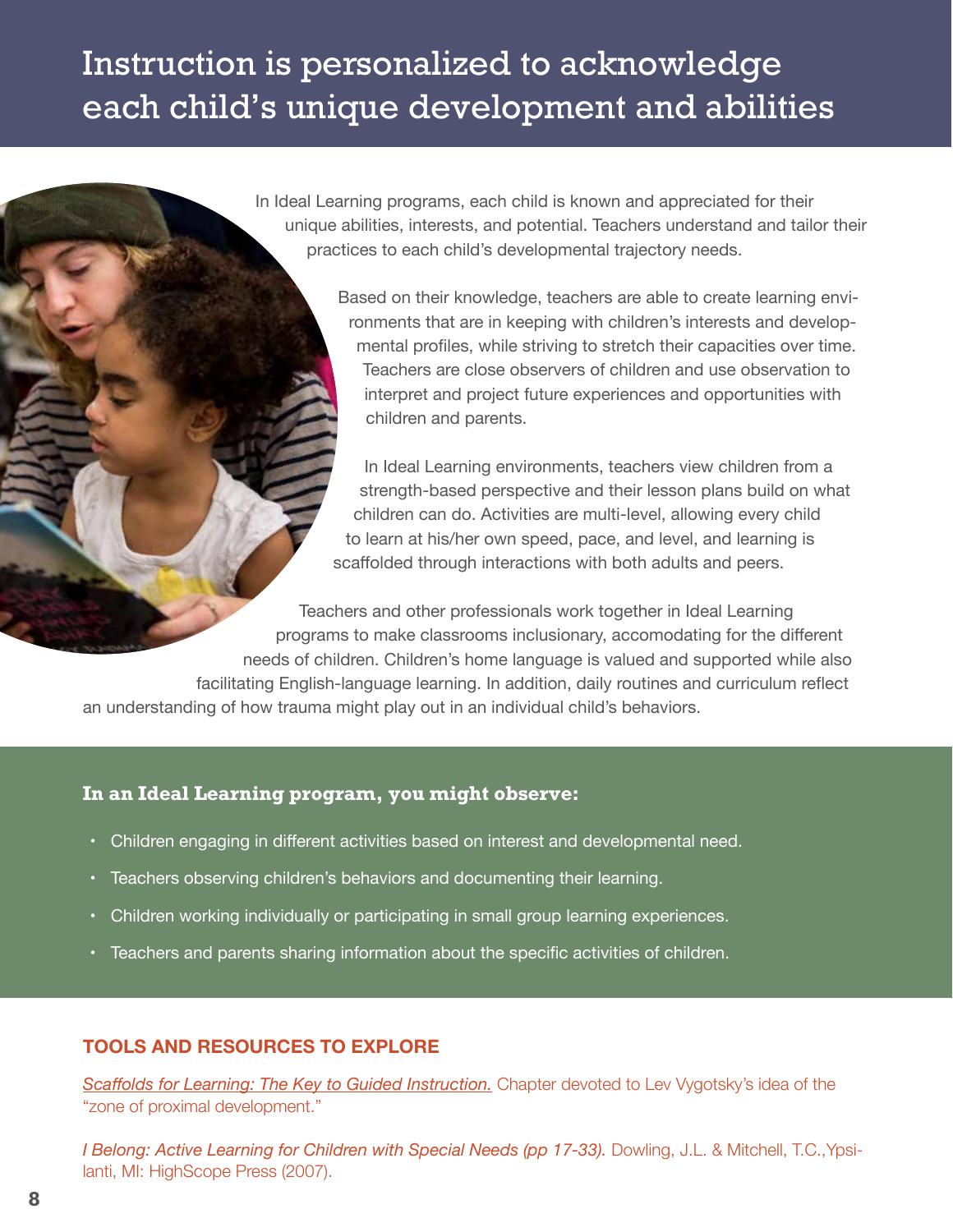# Instruction is personalized to acknowledge each child's unique development and abilities

In Ideal Learning programs, each child is known and appreciated for their unique abilities, interests, and potential. Teachers understand and tailor their practices to each child's developmental trajectory needs.

Based on their knowledge, teachers are able to create learning environments that are in keeping with children's interests and developmental profiles, while striving to stretch their capacities over time. Teachers are close observers of children and use observation to interpret and project future experiences and opportunities with children and parents.

In Ideal Learning environments, teachers view children from a strength-based perspective and their lesson plans build on what children can do. Activities are multi-level, allowing every child to learn at his/her own speed, pace, and level, and learning is scaffolded through interactions with both adults and peers.

Teachers and other professionals work together in Ideal Learning programs to make classrooms inclusionary, accomodating for the different needs of children. Children's home language is valued and supported while also facilitating English-language learning. In addition, daily routines and curriculum reflect an understanding of how trauma might play out in an individual child's behaviors.

**In an Ideal Learning program, you might observe:**

- Children engaging in different activities based on interest and developmental need.
- Teachers observing children's behaviors and documenting their learning.
- Children working individually or participating in small group learning experiences.
- Teachers and parents sharing information about the specific activities of children.

## TOOLS AND RESOURCES TO EXPLORE

*Scaffolds for Learning: The Key to Guided Instruction.* Chapter devoted to Lev Vygotsky's idea of the "zone of proximal development."

*I Belong: Active Learning for Children with Special Needs (pp 17-33).* Dowling, J.L. & Mitchell, T.C.,Ypsilanti, MI: HighScope Press (2007).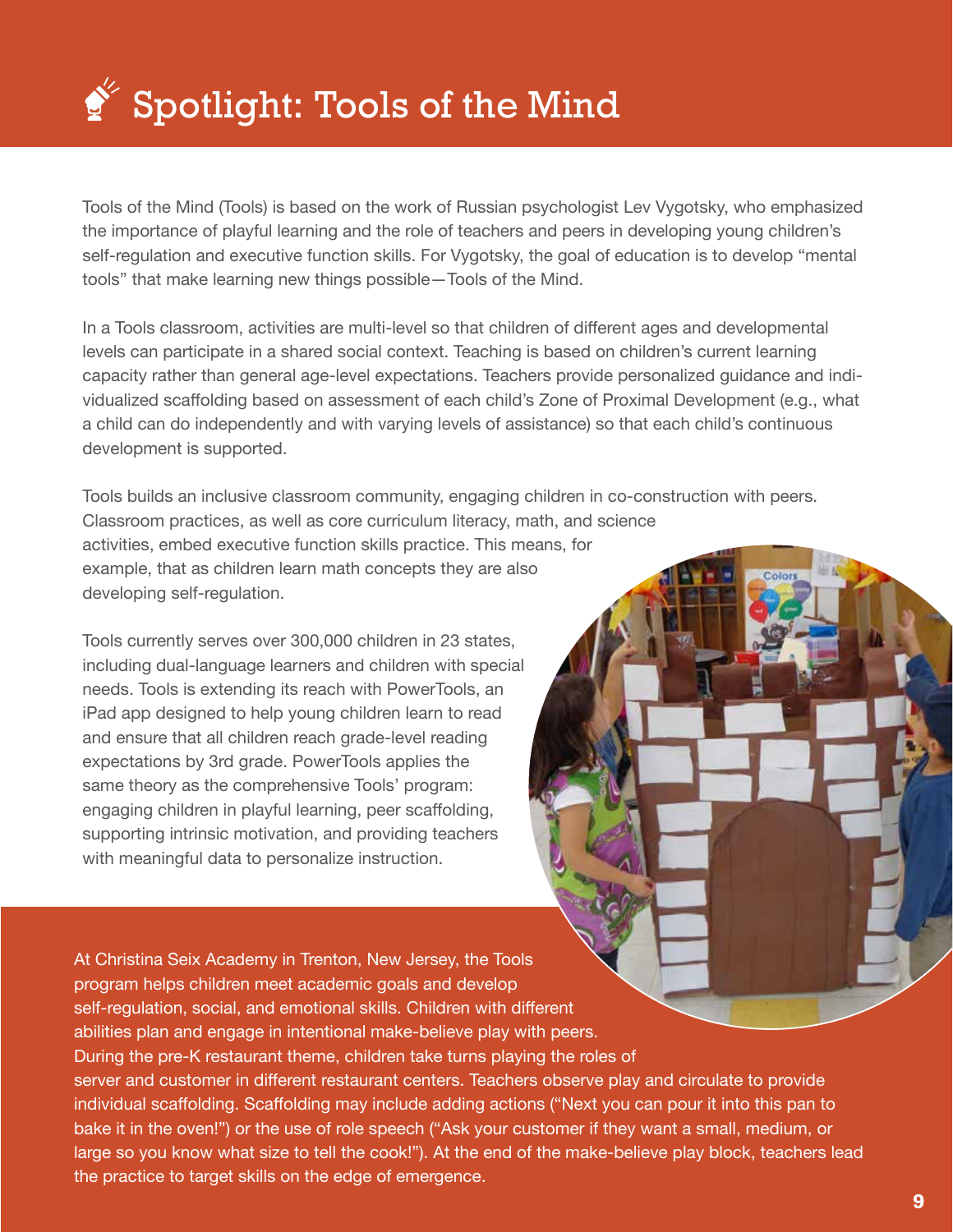# Spotlight: Tools of the Mind

Tools of the Mind (Tools) is based on the work of Russian psychologist Lev Vygotsky, who emphasized the importance of playful learning and the role of teachers and peers in developing young children's self-regulation and executive function skills. For Vygotsky, the goal of education is to develop "mental tools" that make learning new things possible—Tools of the Mind.

In a Tools classroom, activities are multi-level so that children of different ages and developmental levels can participate in a shared social context. Teaching is based on children's current learning capacity rather than general age-level expectations. Teachers provide personalized guidance and individualized scaffolding based on assessment of each child's Zone of Proximal Development (e.g., what a child can do independently and with varying levels of assistance) so that each child's continuous development is supported.

Tools builds an inclusive classroom community, engaging children in co-construction with peers. Classroom practices, as well as core curriculum literacy, math, and science activities, embed executive function skills practice. This means, for example, that as children learn math concepts they are also developing self-regulation.

Tools currently serves over 300,000 children in 23 states, including dual-language learners and children with special needs. Tools is extending its reach with PowerTools, an iPad app designed to help young children learn to read and ensure that all children reach grade-level reading expectations by 3rd grade. PowerTools applies the same theory as the comprehensive Tools' program: engaging children in playful learning, peer scaffolding, supporting intrinsic motivation, and providing teachers with meaningful data to personalize instruction.

At Christina Seix Academy in Trenton, New Jersey, the Tools program helps children meet academic goals and develop self-regulation, social, and emotional skills. Children with different abilities plan and engage in intentional make-believe play with peers. During the pre-K restaurant theme, children take turns playing the roles of server and customer in different restaurant centers. Teachers observe play and circulate to provide individual scaffolding. Scaffolding may include adding actions ("Next you can pour it into this pan to bake it in the oven!") or the use of role speech ("Ask your customer if they want a small, medium, or large so you know what size to tell the cook!"). At the end of the make-believe play block, teachers lead the practice to target skills on the edge of emergence.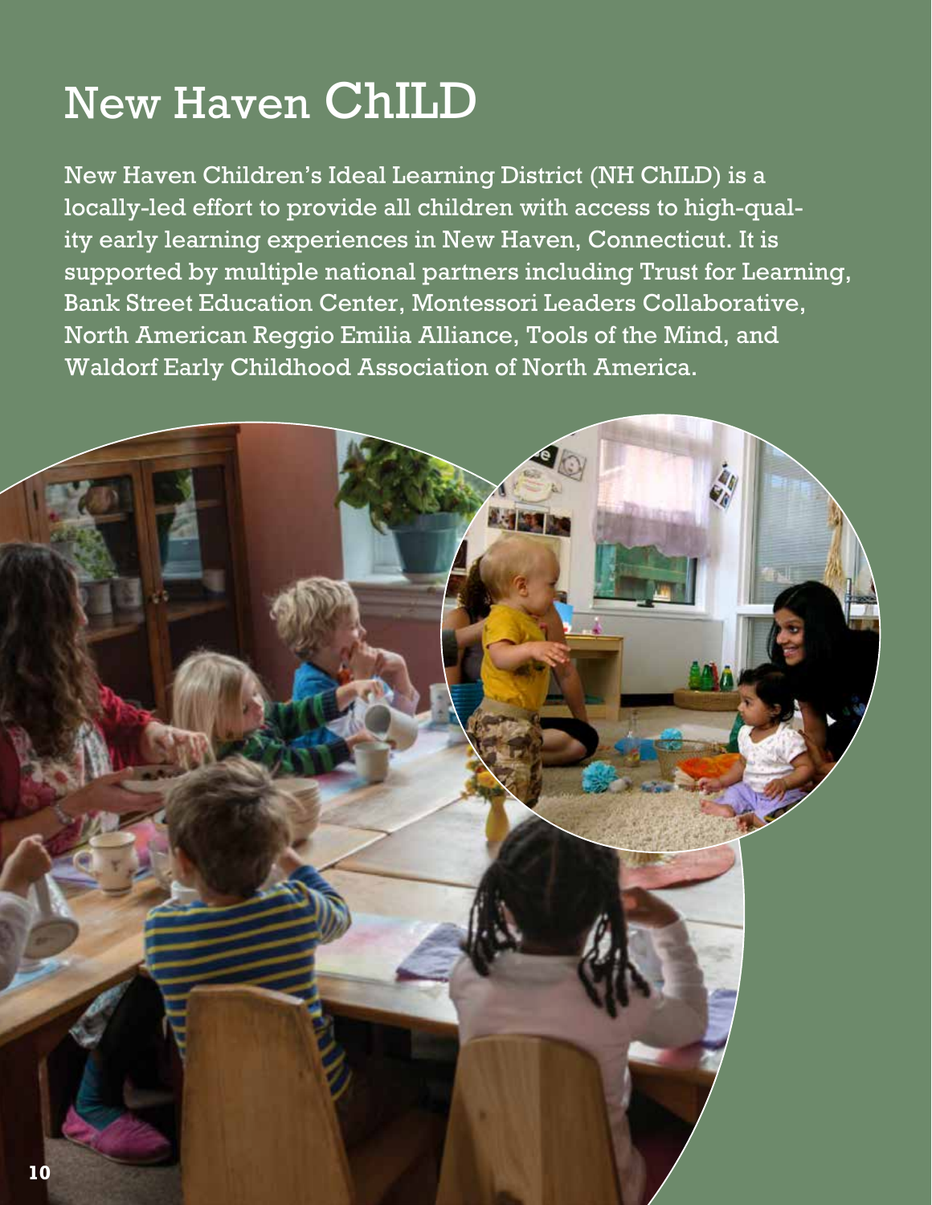# New Haven ChILD

New Haven Children's Ideal Learning District (NH ChILD) is a locally-led effort to provide all children with access to high-quality early learning experiences in New Haven, Connecticut. It is supported by multiple national partners including Trust for Learning, Bank Street Education Center, Montessori Leaders Collaborative, North American Reggio Emilia Alliance, Tools of the Mind, and Waldorf Early Childhood Association of North America.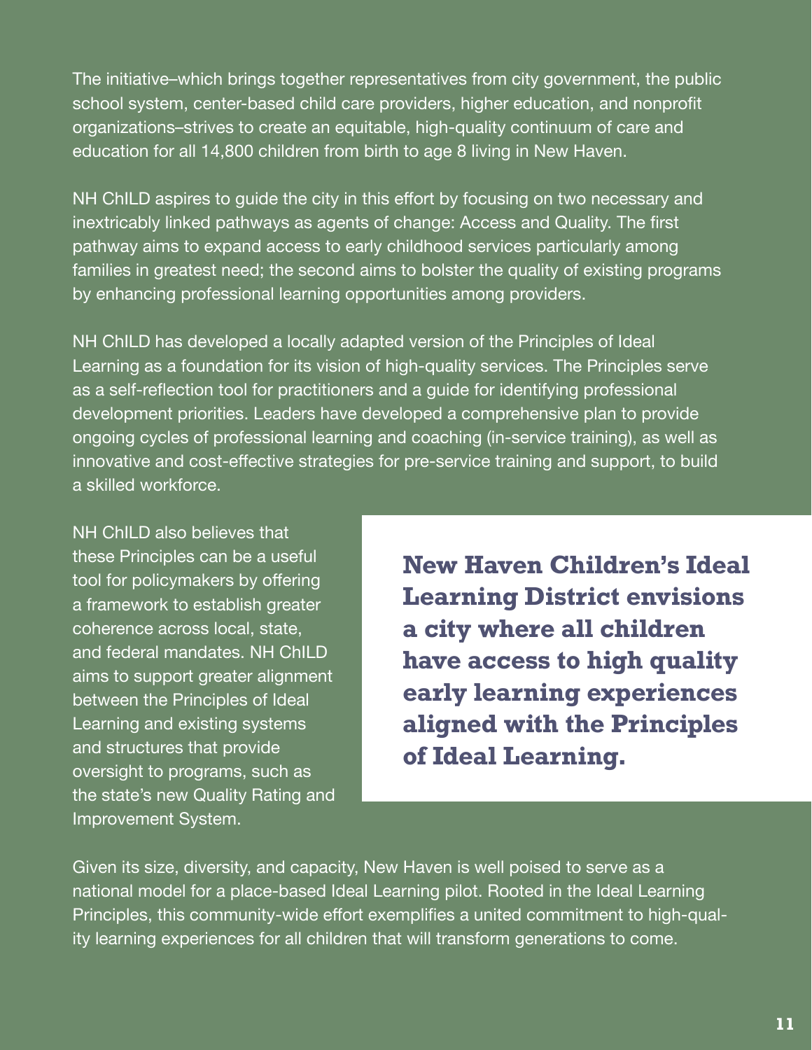The initiative–which brings together representatives from city government, the public school system, center-based child care providers, higher education, and nonprofit organizations–strives to create an equitable, high-quality continuum of care and education for all 14,800 children from birth to age 8 living in New Haven.

NH ChILD aspires to guide the city in this effort by focusing on two necessary and inextricably linked pathways as agents of change: Access and Quality. The first pathway aims to expand access to early childhood services particularly among families in greatest need; the second aims to bolster the quality of existing programs by enhancing professional learning opportunities among providers.

NH ChILD has developed a locally adapted version of the Principles of Ideal Learning as a foundation for its vision of high-quality services. The Principles serve as a self-reflection tool for practitioners and a guide for identifying professional development priorities. Leaders have developed a comprehensive plan to provide ongoing cycles of professional learning and coaching (in-service training), as well as innovative and cost-effective strategies for pre-service training and support, to build a skilled workforce.

NH ChILD also believes that these Principles can be a useful tool for policymakers by offering a framework to establish greater coherence across local, state, and federal mandates. NH ChILD aims to support greater alignment between the Principles of Ideal Learning and existing systems and structures that provide oversight to programs, such as the state's new Quality Rating and Improvement System.

**New Haven Children's Ideal Learning District envisions a city where all children have access to high quality early learning experiences aligned with the Principles of Ideal Learning.**

Given its size, diversity, and capacity, New Haven is well poised to serve as a national model for a place-based Ideal Learning pilot. Rooted in the Ideal Learning Principles, this community-wide effort exemplifies a united commitment to high-quality learning experiences for all children that will transform generations to come.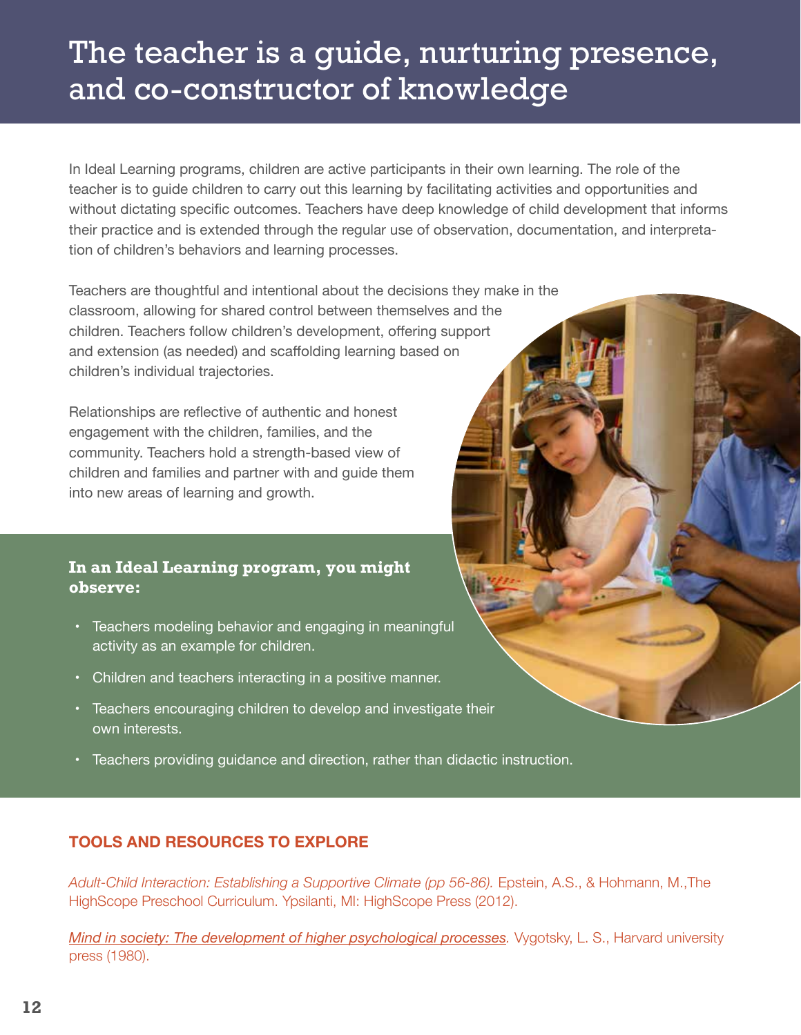# The teacher is a guide, nurturing presence, and co-constructor of knowledge

In Ideal Learning programs, children are active participants in their own learning. The role of the teacher is to guide children to carry out this learning by facilitating activities and opportunities and without dictating specific outcomes. Teachers have deep knowledge of child development that informs their practice and is extended through the regular use of observation, documentation, and interpretation of children's behaviors and learning processes.

Teachers are thoughtful and intentional about the decisions they make in the classroom, allowing for shared control between themselves and the children. Teachers follow children's development, offering support and extension (as needed) and scaffolding learning based on children's individual trajectories.

Relationships are reflective of authentic and honest engagement with the children, families, and the community. Teachers hold a strength-based view of children and families and partner with and guide them into new areas of learning and growth.

**In an Ideal Learning program, you might observe:**

- Teachers modeling behavior and engaging in meaningful activity as an example for children.
- Children and teachers interacting in a positive manner.
- Teachers encouraging children to develop and investigate their own interests.
- Teachers providing guidance and direction, rather than didactic instruction.

## TOOLS AND RESOURCES TO EXPLORE

*Adult-Child Interaction: Establishing a Supportive Climate (pp 56-86).* Epstein, A.S., & Hohmann, M.,The HighScope Preschool Curriculum. Ypsilanti, MI: HighScope Press (2012).

*Mind in society: The development of higher psychological processes.* Vygotsky, L. S., Harvard university press (1980).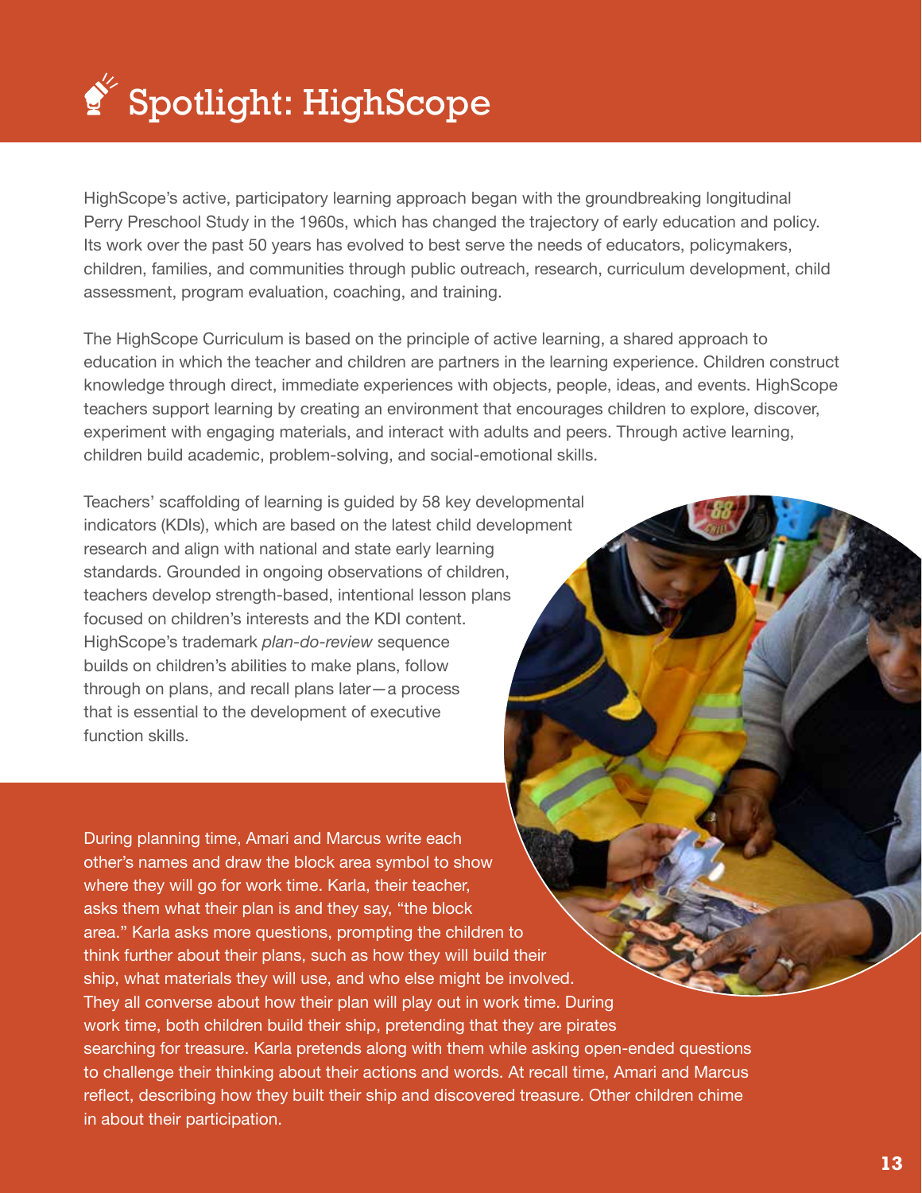# Spotlight: HighScope

HighScope's active, participatory learning approach began with the groundbreaking longitudinal Perry Preschool Study in the 1960s, which has changed the trajectory of early education and policy. Its work over the past 50 years has evolved to best serve the needs of educators, policymakers, children, families, and communities through public outreach, research, curriculum development, child assessment, program evaluation, coaching, and training.

The HighScope Curriculum is based on the principle of active learning, a shared approach to education in which the teacher and children are partners in the learning experience. Children construct knowledge through direct, immediate experiences with objects, people, ideas, and events. HighScope teachers support learning by creating an environment that encourages children to explore, discover, experiment with engaging materials, and interact with adults and peers. Through active learning, children build academic, problem-solving, and social-emotional skills.

Teachers' scaffolding of learning is guided by 58 key developmental indicators (KDIs), which are based on the latest child development research and align with national and state early learning standards. Grounded in ongoing observations of children, teachers develop strength-based, intentional lesson plans focused on children's interests and the KDI content. HighScope's trademark *plan-do-review* sequence builds on children's abilities to make plans, follow through on plans, and recall plans later—a process that is essential to the development of executive function skills.

During planning time, Amari and Marcus write each other's names and draw the block area symbol to show where they will go for work time. Karla, their teacher, asks them what their plan is and they say, "the block area." Karla asks more questions, prompting the children to think further about their plans, such as how they will build their ship, what materials they will use, and who else might be involved. They all converse about how their plan will play out in work time. During work time, both children build their ship, pretending that they are pirates searching for treasure. Karla pretends along with them while asking open-ended questions to challenge their thinking about their actions and words. At recall time, Amari and Marcus reflect, describing how they built their ship and discovered treasure. Other children chime in about their participation.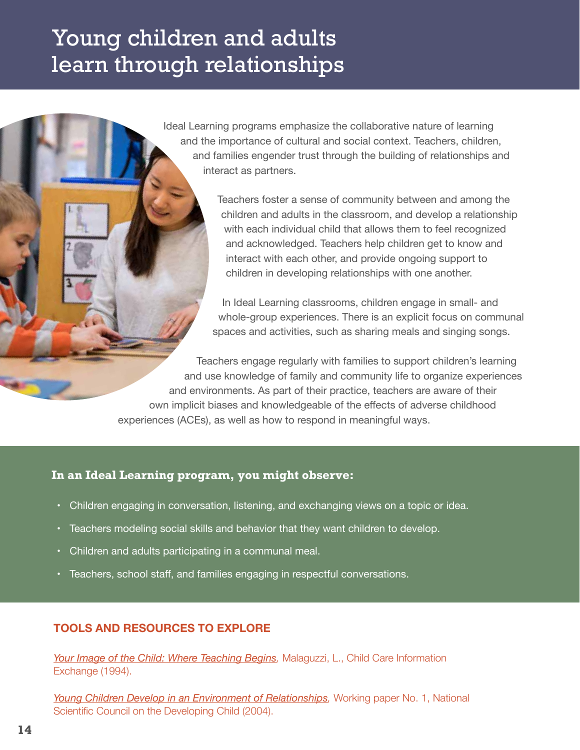# Young children and adults learn through relationships

Ideal Learning programs emphasize the collaborative nature of learning and the importance of cultural and social context. Teachers, children, and families engender trust through the building of relationships and interact as partners.

Teachers foster a sense of community between and among the children and adults in the classroom, and develop a relationship with each individual child that allows them to feel recognized and acknowledged. Teachers help children get to know and interact with each other, and provide ongoing support to children in developing relationships with one another.

In Ideal Learning classrooms, children engage in small- and whole-group experiences. There is an explicit focus on communal spaces and activities, such as sharing meals and singing songs.

Teachers engage regularly with families to support children's learning and use knowledge of family and community life to organize experiences and environments. As part of their practice, teachers are aware of their own implicit biases and knowledgeable of the effects of adverse childhood experiences (ACEs), as well as how to respond in meaningful ways.

**In an Ideal Learning program, you might observe:**

- Children engaging in conversation, listening, and exchanging views on a topic or idea.
- Teachers modeling social skills and behavior that they want children to develop.
- Children and adults participating in a communal meal.
- Teachers, school staff, and families engaging in respectful conversations.

## TOOLS AND RESOURCES TO EXPLORE

*Your Image of the Child: Where Teaching Begins*, Malaguzzi, L., Child Care Information Exchange (1994).

*Young Children Develop in an Environment of Relationships*, Working paper No. 1, National Scientific Council on the Developing Child (2004).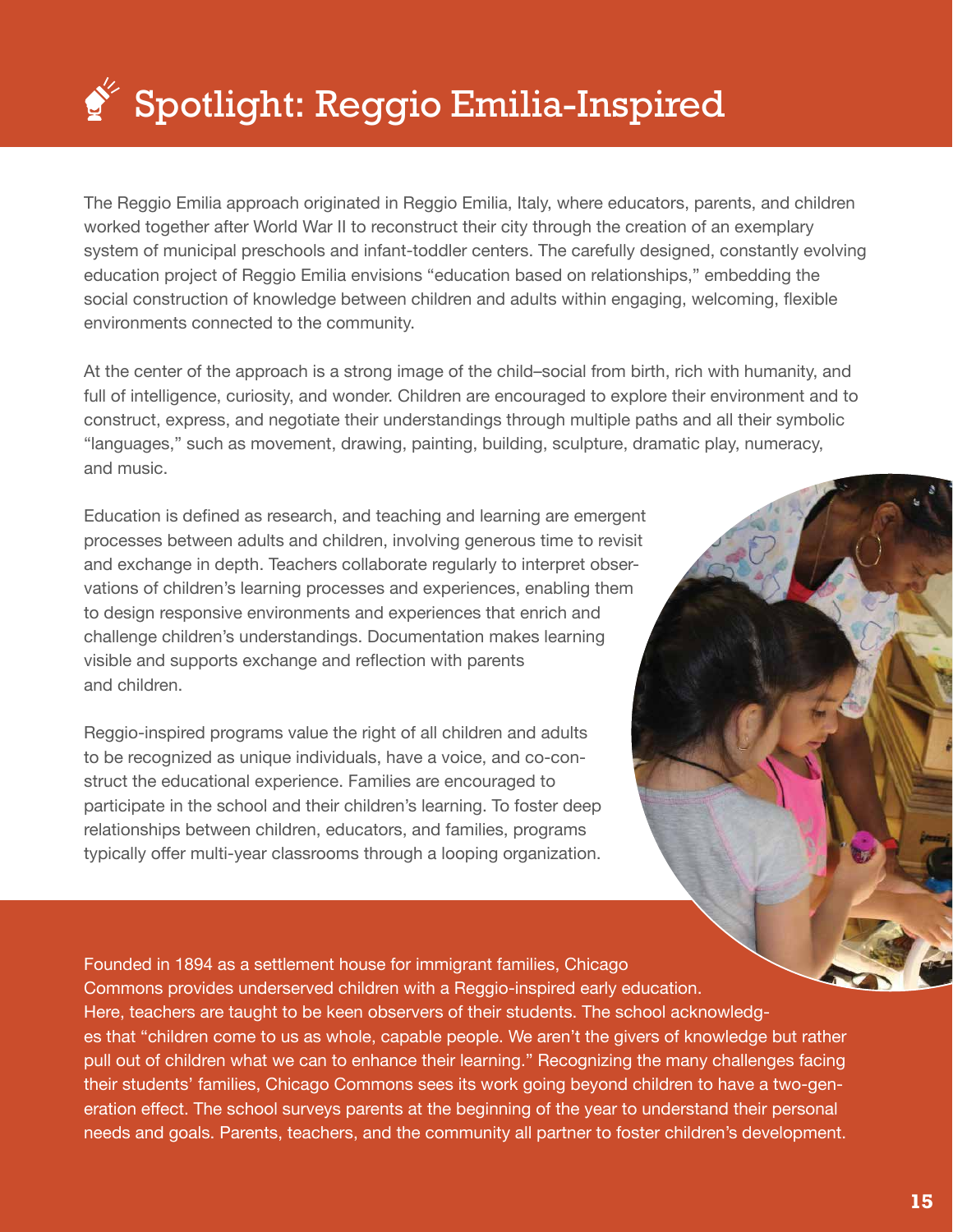# Spotlight: Reggio Emilia-Inspired

The Reggio Emilia approach originated in Reggio Emilia, Italy, where educators, parents, and children worked together after World War II to reconstruct their city through the creation of an exemplary system of municipal preschools and infant-toddler centers. The carefully designed, constantly evolving education project of Reggio Emilia envisions "education based on relationships," embedding the social construction of knowledge between children and adults within engaging, welcoming, flexible environments connected to the community.

At the center of the approach is a strong image of the child–social from birth, rich with humanity, and full of intelligence, curiosity, and wonder. Children are encouraged to explore their environment and to construct, express, and negotiate their understandings through multiple paths and all their symbolic "languages," such as movement, drawing, painting, building, sculpture, dramatic play, numeracy, and music.

Education is defined as research, and teaching and learning are emergent processes between adults and children, involving generous time to revisit and exchange in depth. Teachers collaborate regularly to interpret observations of children's learning processes and experiences, enabling them to design responsive environments and experiences that enrich and challenge children's understandings. Documentation makes learning visible and supports exchange and reflection with parents and children.

Reggio-inspired programs value the right of all children and adults to be recognized as unique individuals, have a voice, and co-construct the educational experience. Families are encouraged to participate in the school and their children's learning. To foster deep relationships between children, educators, and families, programs typically offer multi-year classrooms through a looping organization.

Founded in 1894 as a settlement house for immigrant families, Chicago Commons provides underserved children with a Reggio-inspired early education. Here, teachers are taught to be keen observers of their students. The school acknowledges that "children come to us as whole, capable people. We aren't the givers of knowledge but rather pull out of children what we can to enhance their learning." Recognizing the many challenges facing their students' families, Chicago Commons sees its work going beyond children to have a two-generation effect. The school surveys parents at the beginning of the year to understand their personal needs and goals. Parents, teachers, and the community all partner to foster children's development.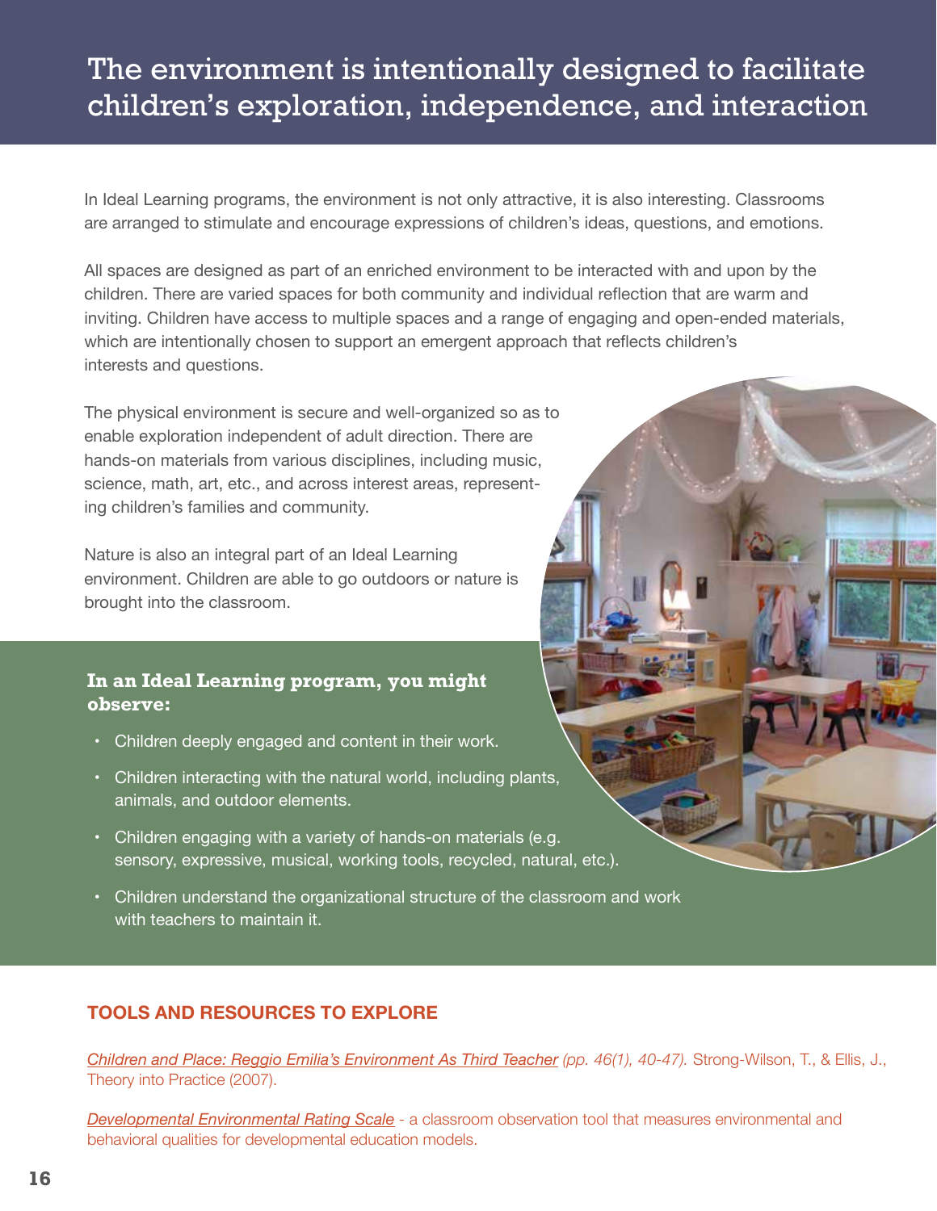# The environment is intentionally designed to facilitate children's exploration, independence, and interaction

In Ideal Learning programs, the environment is not only attractive, it is also interesting. Classrooms are arranged to stimulate and encourage expressions of children's ideas, questions, and emotions.

All spaces are designed as part of an enriched environment to be interacted with and upon by the children. There are varied spaces for both community and individual reflection that are warm and inviting. Children have access to multiple spaces and a range of engaging and open-ended materials, which are intentionally chosen to support an emergent approach that reflects children's interests and questions.

The physical environment is secure and well-organized so as to enable exploration independent of adult direction. There are hands-on materials from various disciplines, including music, science, math, art, etc., and across interest areas, representing children's families and community.

Nature is also an integral part of an Ideal Learning environment. Children are able to go outdoors or nature is brought into the classroom.

**In an Ideal Learning program, you might observe:**

- Children deeply engaged and content in their work.
- Children interacting with the natural world, including plants, animals, and outdoor elements.
- Children engaging with a variety of hands-on materials (e.g. sensory, expressive, musical, working tools, recycled, natural, etc.).
- Children understand the organizational structure of the classroom and work with teachers to maintain it.

## TOOLS AND RESOURCES TO EXPLORE

*Children and Place: Reggio Emilia's Environment As Third Teacher (pp. 46(1), 40-47).* Strong-Wilson, T., & Ellis, J., Theory into Practice (2007).

*Developmental Environmental Rating Scale* - a classroom observation tool that measures environmental and behavioral qualities for developmental education models.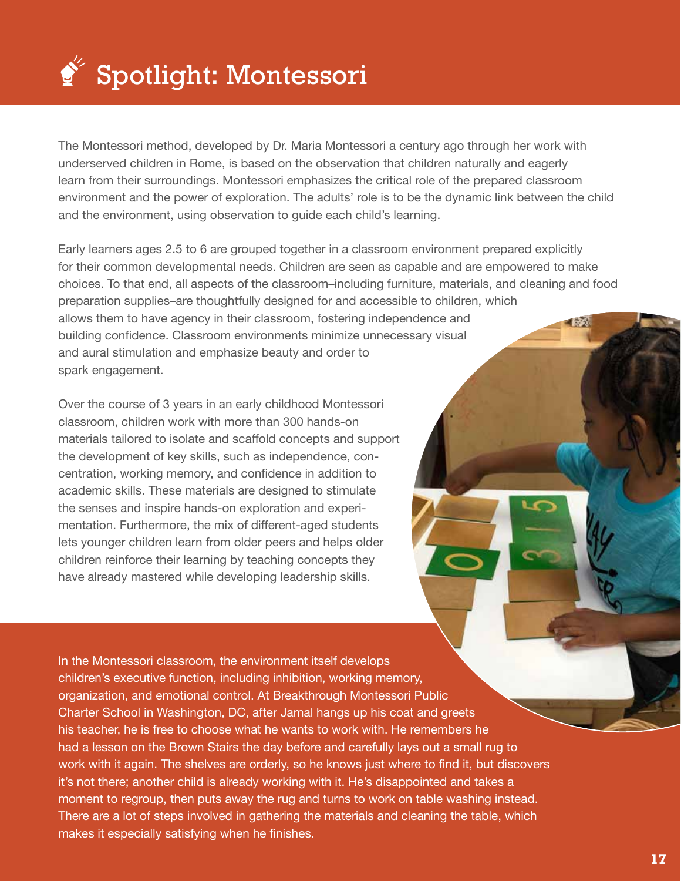# Spotlight: Montessori

The Montessori method, developed by Dr. Maria Montessori a century ago through her work with underserved children in Rome, is based on the observation that children naturally and eagerly learn from their surroundings. Montessori emphasizes the critical role of the prepared classroom environment and the power of exploration. The adults' role is to be the dynamic link between the child and the environment, using observation to guide each child's learning.

Early learners ages 2.5 to 6 are grouped together in a classroom environment prepared explicitly for their common developmental needs. Children are seen as capable and are empowered to make choices. To that end, all aspects of the classroom–including furniture, materials, and cleaning and food preparation supplies–are thoughtfully designed for and accessible to children, which allows them to have agency in their classroom, fostering independence and building confidence. Classroom environments minimize unnecessary visual and aural stimulation and emphasize beauty and order to spark engagement.

Over the course of 3 years in an early childhood Montessori classroom, children work with more than 300 hands-on materials tailored to isolate and scaffold concepts and support the development of key skills, such as independence, concentration, working memory, and confidence in addition to academic skills. These materials are designed to stimulate the senses and inspire hands-on exploration and experimentation. Furthermore, the mix of different-aged students lets younger children learn from older peers and helps older children reinforce their learning by teaching concepts they have already mastered while developing leadership skills.

In the Montessori classroom, the environment itself develops children's executive function, including inhibition, working memory, organization, and emotional control. At Breakthrough Montessori Public Charter School in Washington, DC, after Jamal hangs up his coat and greets his teacher, he is free to choose what he wants to work with. He remembers he had a lesson on the Brown Stairs the day before and carefully lays out a small rug to work with it again. The shelves are orderly, so he knows just where to find it, but discovers it's not there; another child is already working with it. He's disappointed and takes a moment to regroup, then puts away the rug and turns to work on table washing instead. There are a lot of steps involved in gathering the materials and cleaning the table, which makes it especially satisfying when he finishes.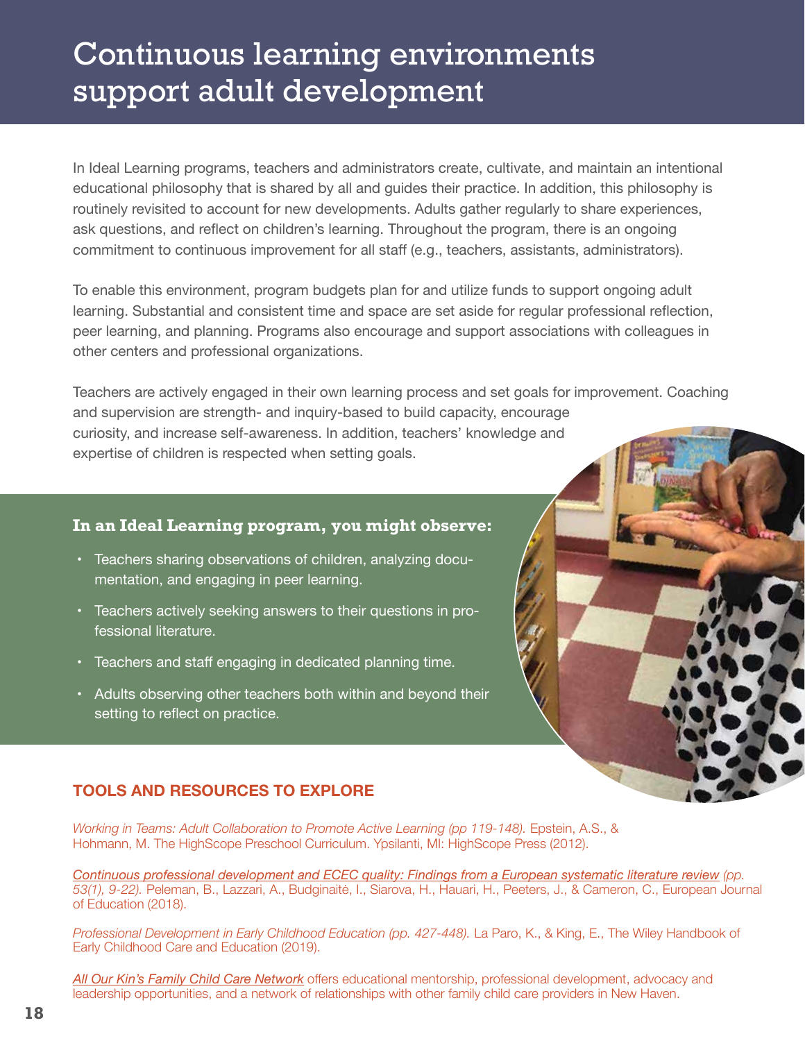# Continuous learning environments support adult development

In Ideal Learning programs, teachers and administrators create, cultivate, and maintain an intentional educational philosophy that is shared by all and guides their practice. In addition, this philosophy is routinely revisited to account for new developments. Adults gather regularly to share experiences, ask questions, and reflect on children's learning. Throughout the program, there is an ongoing commitment to continuous improvement for all staff (e.g., teachers, assistants, administrators).

To enable this environment, program budgets plan for and utilize funds to support ongoing adult learning. Substantial and consistent time and space are set aside for regular professional reflection, peer learning, and planning. Programs also encourage and support associations with colleagues in other centers and professional organizations.

Teachers are actively engaged in their own learning process and set goals for improvement. Coaching and supervision are strength- and inquiry-based to build capacity, encourage curiosity, and increase self-awareness. In addition, teachers' knowledge and expertise of children is respected when setting goals.

**In an Ideal Learning program, you might observe:**

- Teachers sharing observations of children, analyzing documentation, and engaging in peer learning.
- Teachers actively seeking answers to their questions in professional literature.
- Teachers and staff engaging in dedicated planning time.
- Adults observing other teachers both within and beyond their setting to reflect on practice.

## TOOLS AND RESOURCES TO EXPLORE

*Working in Teams: Adult Collaboration to Promote Active Learning (pp 119-148).* Epstein, A.S., & Hohmann, M. The HighScope Preschool Curriculum. Ypsilanti, MI: HighScope Press (2012).

*Continuous professional development and ECEC quality: Findings from a European systematic literature review (pp. 53(1), 9-22).* Peleman, B., Lazzari, A., Budginaitė, I., Siarova, H., Hauari, H., Peeters, J., & Cameron, C., European Journal of Education (2018).

*Professional Development in Early Childhood Education (pp. 427-448).* La Paro, K., & King, E., The Wiley Handbook of Early Childhood Care and Education (2019).

*All Our Kin's Family Child Care Network* offers educational mentorship, professional development, advocacy and leadership opportunities, and a network of relationships with other family child care providers in New Haven.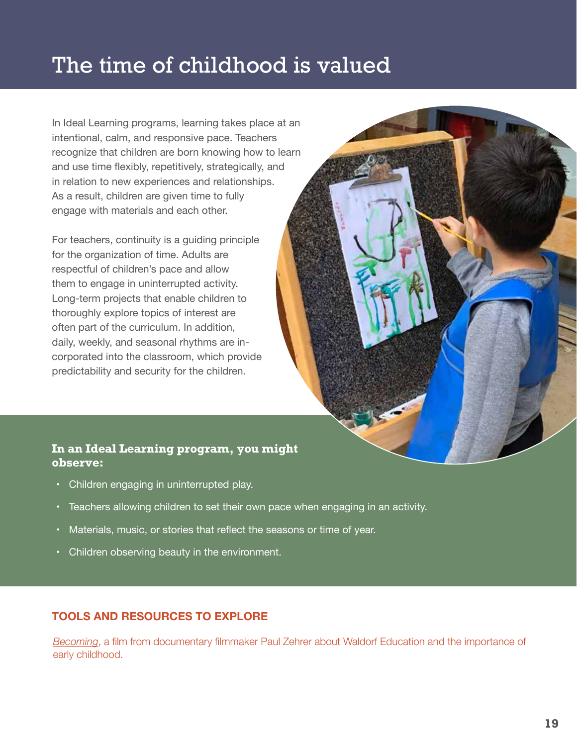# The time of childhood is valued

In Ideal Learning programs, learning takes place at an intentional, calm, and responsive pace. Teachers recognize that children are born knowing how to learn and use time flexibly, repetitively, strategically, and in relation to new experiences and relationships. As a result, children are given time to fully engage with materials and each other.

For teachers, continuity is a guiding principle for the organization of time. Adults are respectful of children's pace and allow them to engage in uninterrupted activity. Long-term projects that enable children to thoroughly explore topics of interest are often part of the curriculum. In addition, daily, weekly, and seasonal rhythms are incorporated into the classroom, which provide predictability and security for the children.

**In an Ideal Learning program, you might observe:**

- Children engaging in uninterrupted play.
- Teachers allowing children to set their own pace when engaging in an activity.
- Materials, music, or stories that reflect the seasons or time of year.
- Children observing beauty in the environment.

## TOOLS AND RESOURCES TO EXPLORE

*Becoming*, a film from documentary filmmaker Paul Zehrer about Waldorf Education and the importance of early childhood.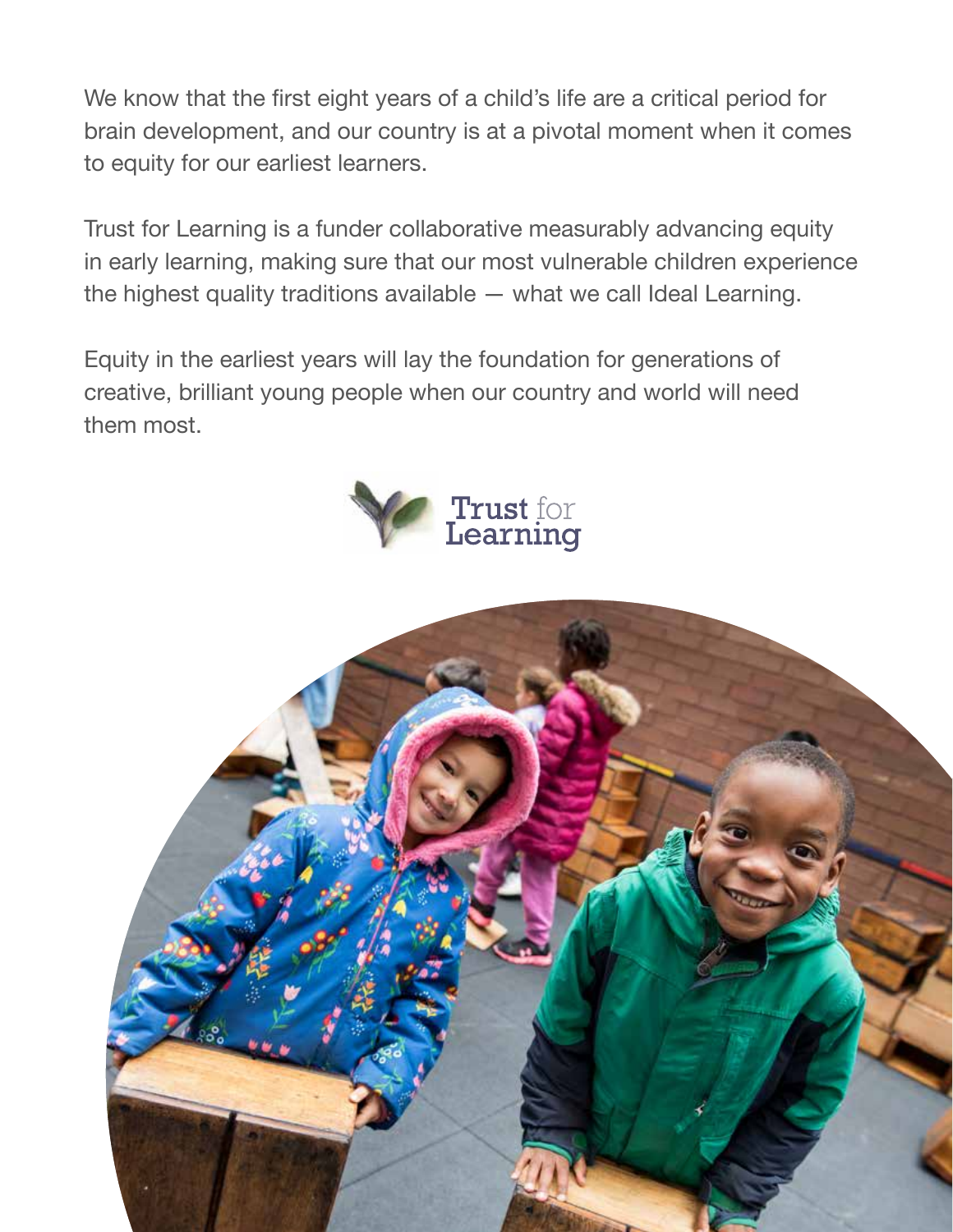We know that the first eight years of a child's life are a critical period for brain development, and our country is at a pivotal moment when it comes to equity for our earliest learners.

Trust for Learning is a funder collaborative measurably advancing equity in early learning, making sure that our most vulnerable children experience the highest quality traditions available — what we call Ideal Learning.

Equity in the earliest years will lay the foundation for generations of creative, brilliant young people when our country and world will need them most.

Trust for Learning